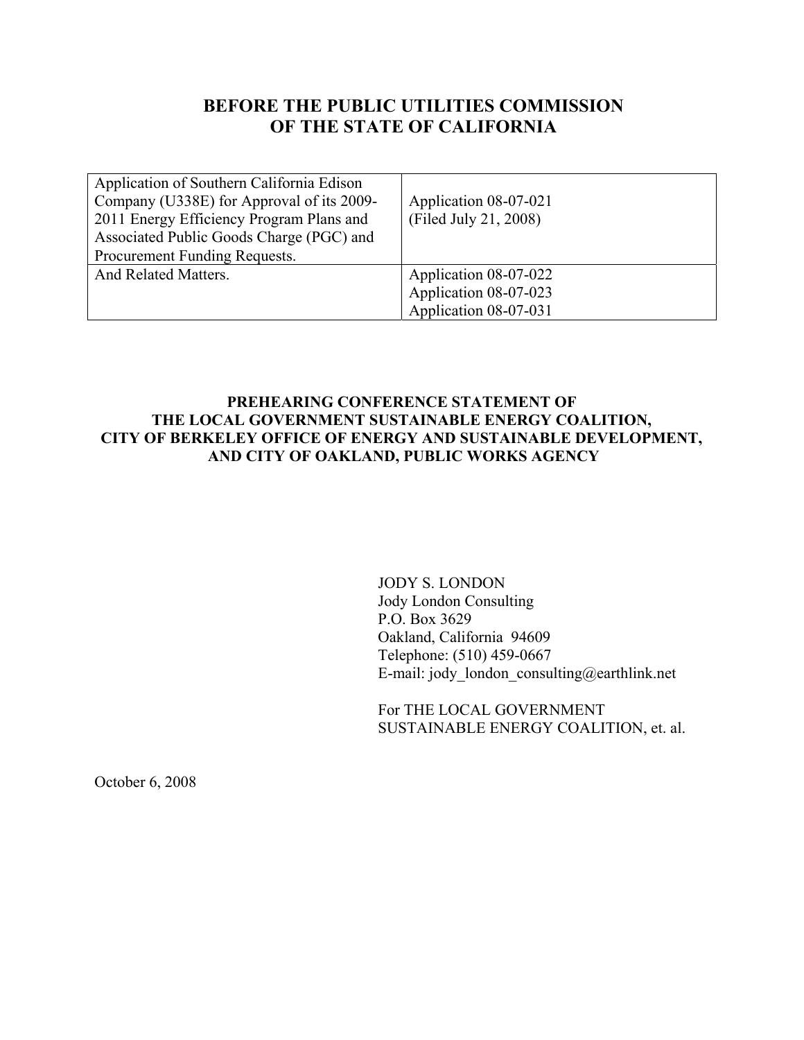# BEFORE THE PUBLIC UTILITIES COMMISSION OF THE STATE OF CALIFORNIA

| | |
|---|---|
| Application of Southern California Edison Company (U338E) for Approval of its 2009-2011 Energy Efficiency Program Plans and Associated Public Goods Charge (PGC) and Procurement Funding Requests. | Application 08-07-021<br>(Filed July 21, 2008) |
| And Related Matters. | Application 08-07-022<br>Application 08-07-023<br>Application 08-07-031 |

## PREHEARING CONFERENCE STATEMENT OF THE LOCAL GOVERNMENT SUSTAINABLE ENERGY COALITION, CITY OF BERKELEY OFFICE OF ENERGY AND SUSTAINABLE DEVELOPMENT, AND CITY OF OAKLAND, PUBLIC WORKS AGENCY

JODY S. LONDON
Jody London Consulting
P.O. Box 3629
Oakland, California 94609
Telephone: (510) 459-0667
E-mail: jody_london_consulting@earthlink.net

For THE LOCAL GOVERNMENT SUSTAINABLE ENERGY COALITION, et. al.

October 6, 2008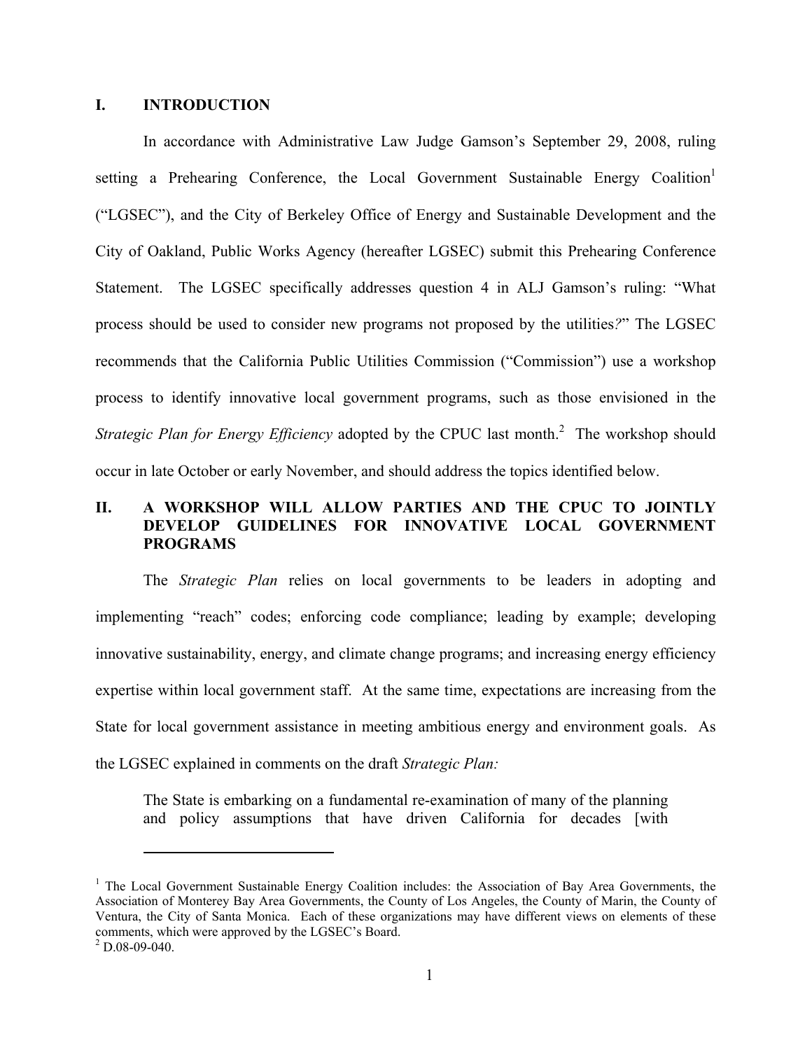## I. INTRODUCTION

In accordance with Administrative Law Judge Gamson's September 29, 2008, ruling setting a Prehearing Conference, the Local Government Sustainable Energy Coalition[1] ("LGSEC"), and the City of Berkeley Office of Energy and Sustainable Development and the City of Oakland, Public Works Agency (hereafter LGSEC) submit this Prehearing Conference Statement. The LGSEC specifically addresses question 4 in ALJ Gamson's ruling: "What process should be used to consider new programs not proposed by the utilities*?*" The LGSEC recommends that the California Public Utilities Commission ("Commission") use a workshop process to identify innovative local government programs, such as those envisioned in the *Strategic Plan for Energy Efficiency* adopted by the CPUC last month.[2] The workshop should occur in late October or early November, and should address the topics identified below.

## II. A WORKSHOP WILL ALLOW PARTIES AND THE CPUC TO JOINTLY DEVELOP GUIDELINES FOR INNOVATIVE LOCAL GOVERNMENT PROGRAMS

The *Strategic Plan* relies on local governments to be leaders in adopting and implementing "reach" codes; enforcing code compliance; leading by example; developing innovative sustainability, energy, and climate change programs; and increasing energy efficiency expertise within local government staff. At the same time, expectations are increasing from the State for local government assistance in meeting ambitious energy and environment goals. As the LGSEC explained in comments on the draft *Strategic Plan:*

> The State is embarking on a fundamental re-examination of many of the planning and policy assumptions that have driven California for decades [with

---

[1] The Local Government Sustainable Energy Coalition includes: the Association of Bay Area Governments, the Association of Monterey Bay Area Governments, the County of Los Angeles, the County of Marin, the County of Ventura, the City of Santa Monica. Each of these organizations may have different views on elements of these comments, which were approved by the LGSEC's Board.

[2] D.08-09-040.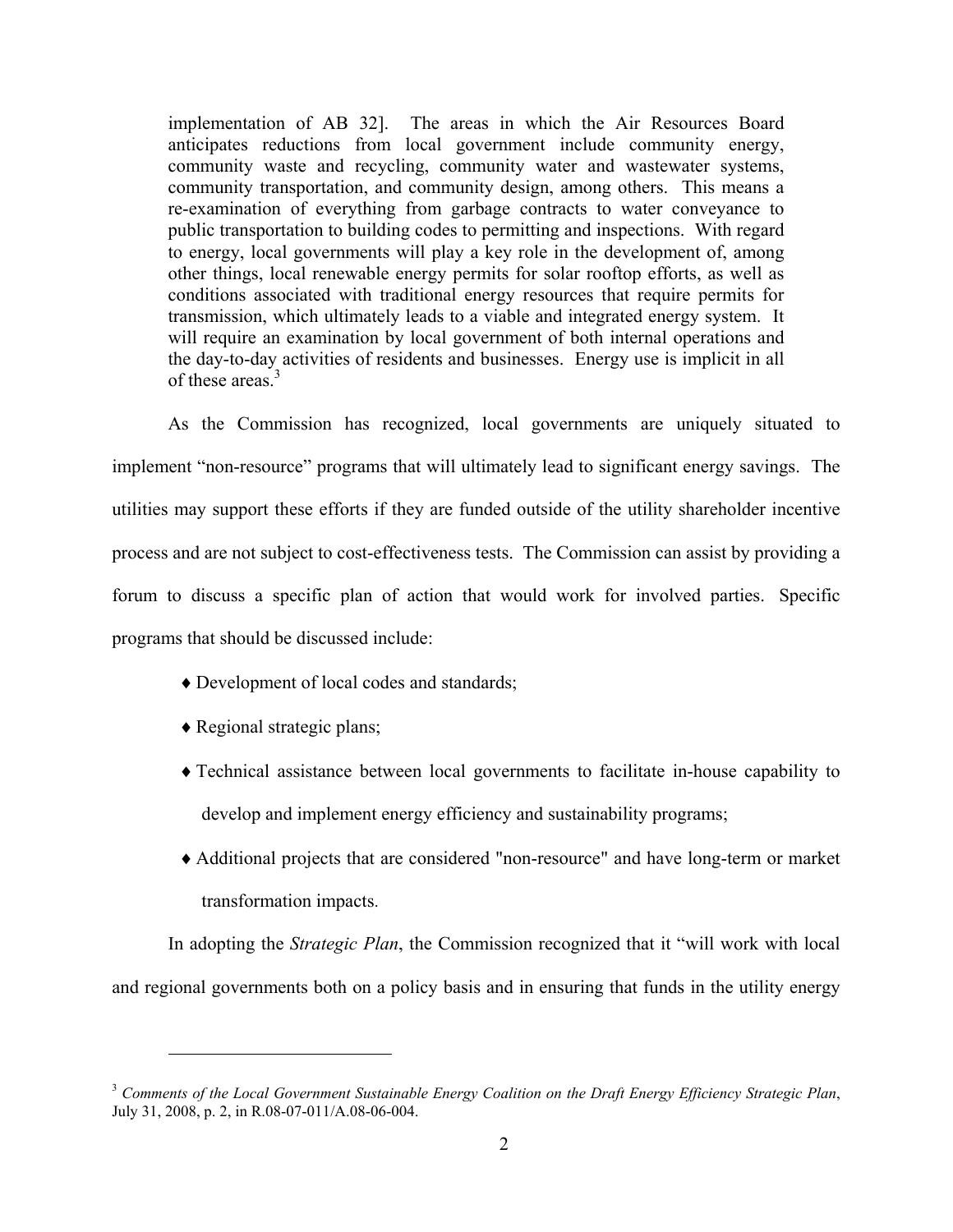> implementation of AB 32]. The areas in which the Air Resources Board anticipates reductions from local government include community energy, community waste and recycling, community water and wastewater systems, community transportation, and community design, among others. This means a re-examination of everything from garbage contracts to water conveyance to public transportation to building codes to permitting and inspections. With regard to energy, local governments will play a key role in the development of, among other things, local renewable energy permits for solar rooftop efforts, as well as conditions associated with traditional energy resources that require permits for transmission, which ultimately leads to a viable and integrated energy system. It will require an examination by local government of both internal operations and the day-to-day activities of residents and businesses. Energy use is implicit in all of these areas.[3]

As the Commission has recognized, local governments are uniquely situated to implement "non-resource" programs that will ultimately lead to significant energy savings. The utilities may support these efforts if they are funded outside of the utility shareholder incentive process and are not subject to cost-effectiveness tests. The Commission can assist by providing a forum to discuss a specific plan of action that would work for involved parties. Specific programs that should be discussed include:

- ♦ Development of local codes and standards;
- ♦ Regional strategic plans;
- ♦ Technical assistance between local governments to facilitate in-house capability to develop and implement energy efficiency and sustainability programs;
- ♦ Additional projects that are considered "non-resource" and have long-term or market transformation impacts.

In adopting the *Strategic Plan*, the Commission recognized that it "will work with local and regional governments both on a policy basis and in ensuring that funds in the utility energy

---

[3] *Comments of the Local Government Sustainable Energy Coalition on the Draft Energy Efficiency Strategic Plan*, July 31, 2008, p. 2, in R.08-07-011/A.08-06-004.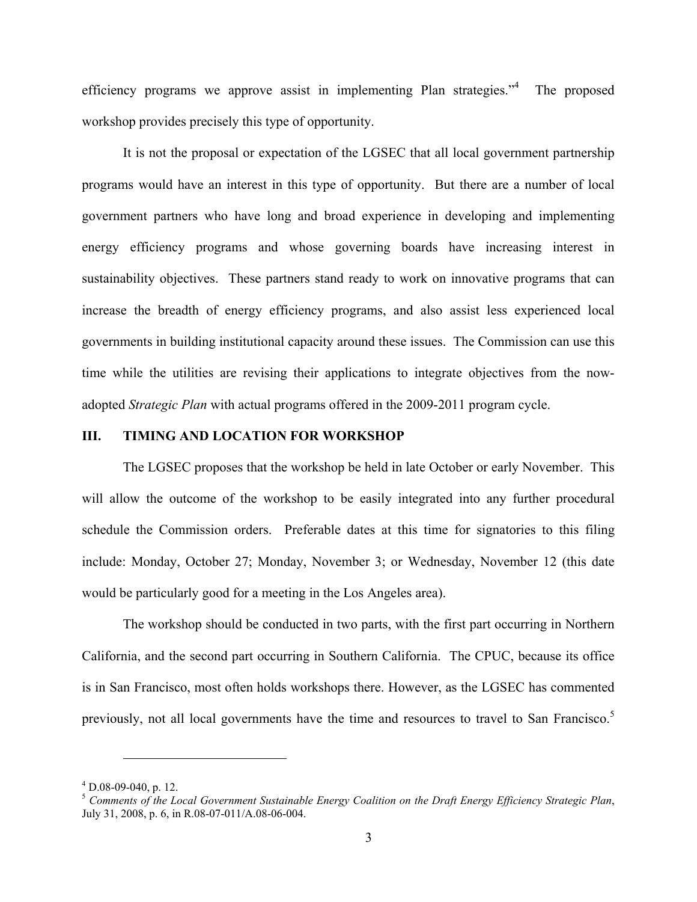efficiency programs we approve assist in implementing Plan strategies."[4] The proposed workshop provides precisely this type of opportunity.

It is not the proposal or expectation of the LGSEC that all local government partnership programs would have an interest in this type of opportunity. But there are a number of local government partners who have long and broad experience in developing and implementing energy efficiency programs and whose governing boards have increasing interest in sustainability objectives. These partners stand ready to work on innovative programs that can increase the breadth of energy efficiency programs, and also assist less experienced local governments in building institutional capacity around these issues. The Commission can use this time while the utilities are revising their applications to integrate objectives from the now-adopted *Strategic Plan* with actual programs offered in the 2009-2011 program cycle.

## III. TIMING AND LOCATION FOR WORKSHOP

The LGSEC proposes that the workshop be held in late October or early November. This will allow the outcome of the workshop to be easily integrated into any further procedural schedule the Commission orders. Preferable dates at this time for signatories to this filing include: Monday, October 27; Monday, November 3; or Wednesday, November 12 (this date would be particularly good for a meeting in the Los Angeles area).

The workshop should be conducted in two parts, with the first part occurring in Northern California, and the second part occurring in Southern California. The CPUC, because its office is in San Francisco, most often holds workshops there. However, as the LGSEC has commented previously, not all local governments have the time and resources to travel to San Francisco.[5]

---

[4] D.08-09-040, p. 12.

[5] *Comments of the Local Government Sustainable Energy Coalition on the Draft Energy Efficiency Strategic Plan*, July 31, 2008, p. 6, in R.08-07-011/A.08-06-004.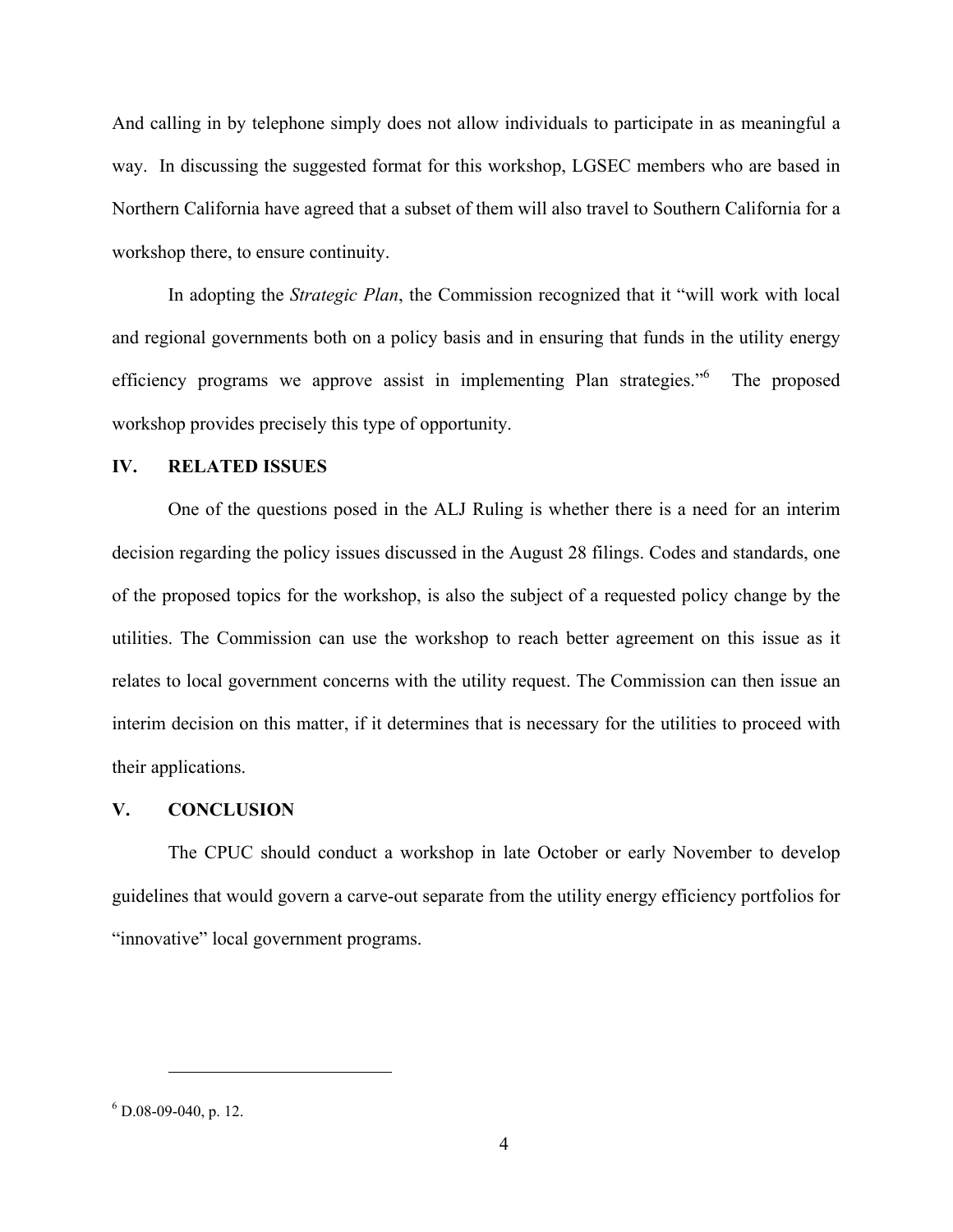And calling in by telephone simply does not allow individuals to participate in as meaningful a way. In discussing the suggested format for this workshop, LGSEC members who are based in Northern California have agreed that a subset of them will also travel to Southern California for a workshop there, to ensure continuity.

In adopting the *Strategic Plan*, the Commission recognized that it "will work with local and regional governments both on a policy basis and in ensuring that funds in the utility energy efficiency programs we approve assist in implementing Plan strategies."[6] The proposed workshop provides precisely this type of opportunity.

## IV. RELATED ISSUES

One of the questions posed in the ALJ Ruling is whether there is a need for an interim decision regarding the policy issues discussed in the August 28 filings. Codes and standards, one of the proposed topics for the workshop, is also the subject of a requested policy change by the utilities. The Commission can use the workshop to reach better agreement on this issue as it relates to local government concerns with the utility request. The Commission can then issue an interim decision on this matter, if it determines that is necessary for the utilities to proceed with their applications.

## V. CONCLUSION

The CPUC should conduct a workshop in late October or early November to develop guidelines that would govern a carve-out separate from the utility energy efficiency portfolios for "innovative" local government programs.

---

[6] D.08-09-040, p. 12.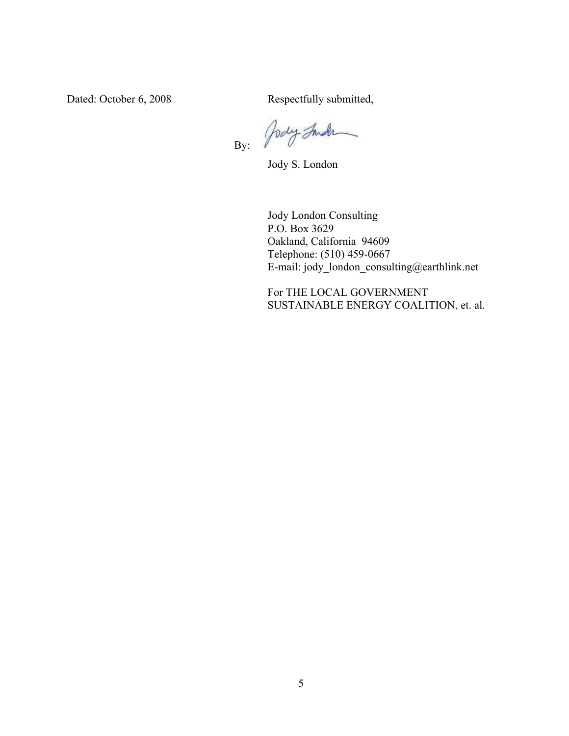Dated: October 6, 2008

Respectfully submitted,

By: 

Jody S. London

Jody London Consulting
P.O. Box 3629
Oakland, California 94609
Telephone: (510) 459-0667
E-mail: jody_london_consulting@earthlink.net

For THE LOCAL GOVERNMENT SUSTAINABLE ENERGY COALITION, et. al.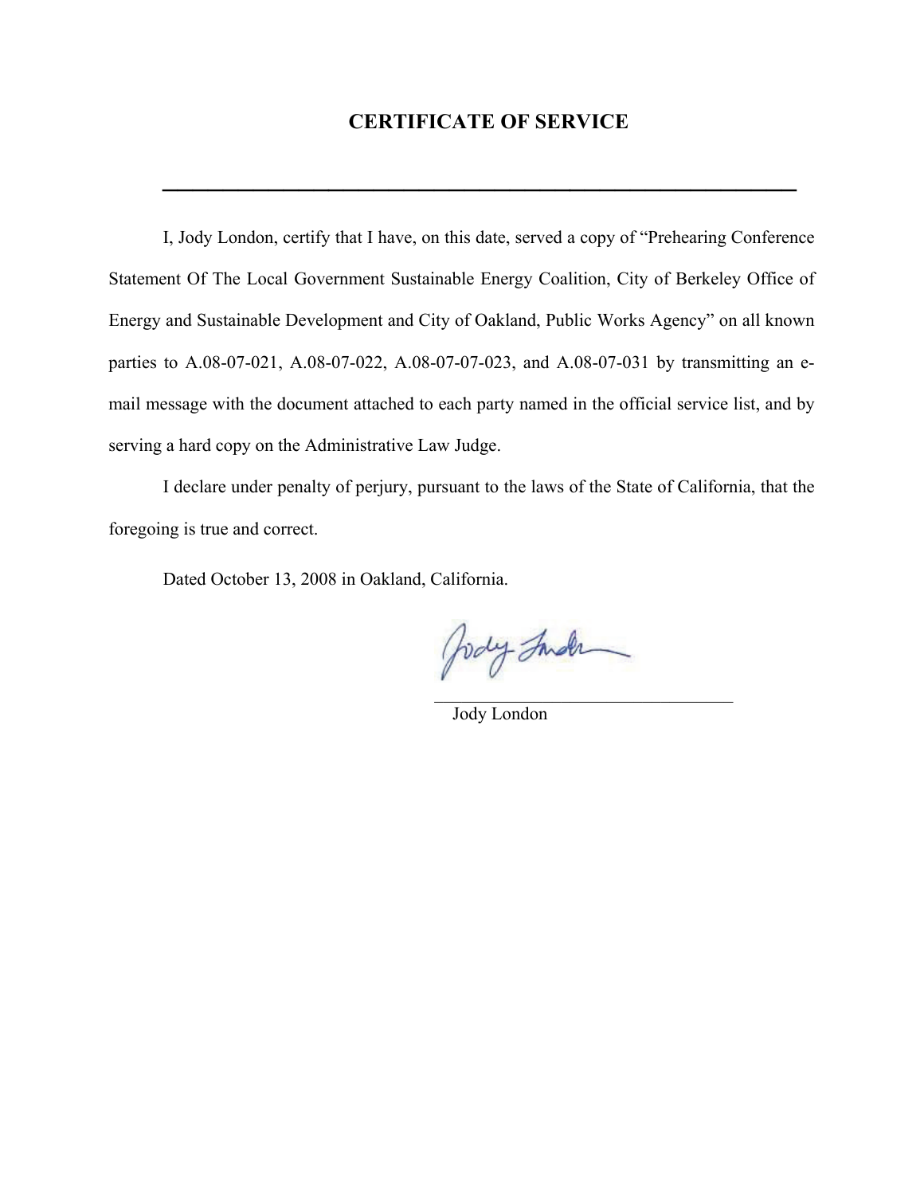# CERTIFICATE OF SERVICE

---

I, Jody London, certify that I have, on this date, served a copy of "Prehearing Conference Statement Of The Local Government Sustainable Energy Coalition, City of Berkeley Office of Energy and Sustainable Development and City of Oakland, Public Works Agency" on all known parties to A.08-07-021, A.08-07-022, A.08-07-07-023, and A.08-07-031 by transmitting an e-mail message with the document attached to each party named in the official service list, and by serving a hard copy on the Administrative Law Judge.

I declare under penalty of perjury, pursuant to the laws of the State of California, that the foregoing is true and correct.

Dated October 13, 2008 in Oakland, California.

\_\_\_\_\_\_\_\_\_\_\_\_\_\_\_\_\_\_\_\_\_\_\_\_\_\_\_\_\_\_\_\_\_\_\_\_

Jody London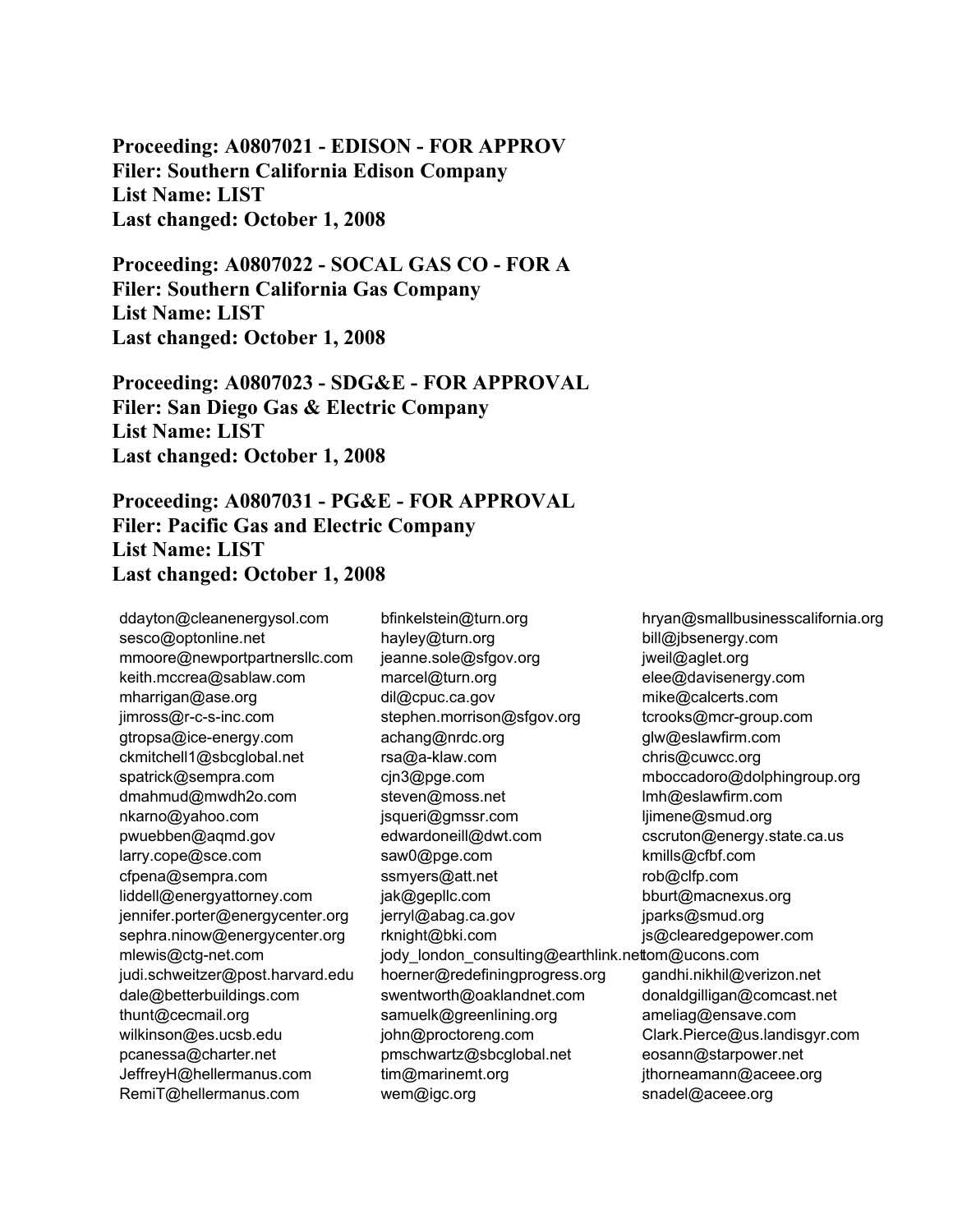**Proceeding: A0807021 - EDISON - FOR APPROV**
**Filer: Southern California Edison Company**
**List Name: LIST**
**Last changed: October 1, 2008**

**Proceeding: A0807022 - SOCAL GAS CO - FOR A**
**Filer: Southern California Gas Company**
**List Name: LIST**
**Last changed: October 1, 2008**

**Proceeding: A0807023 - SDG&E - FOR APPROVAL**
**Filer: San Diego Gas & Electric Company**
**List Name: LIST**
**Last changed: October 1, 2008**

**Proceeding: A0807031 - PG&E - FOR APPROVAL**
**Filer: Pacific Gas and Electric Company**
**List Name: LIST**
**Last changed: October 1, 2008**

ddayton@cleanenergysol.com
sesco@optonline.net
mmoore@newportpartnersllc.com
keith.mccrea@sablaw.com
mharrigan@ase.org
jimross@r-c-s-inc.com
gtropsa@ice-energy.com
ckmitchell1@sbcglobal.net
spatrick@sempra.com
dmahmud@mwdh2o.com
nkarno@yahoo.com
pwuebben@aqmd.gov
larry.cope@sce.com
cfpena@sempra.com
liddell@energyattorney.com
jennifer.porter@energycenter.org
sephra.ninow@energycenter.org
mlewis@ctg-net.com
judi.schweitzer@post.harvard.edu
dale@betterbuildings.com
thunt@cecmail.org
wilkinson@es.ucsb.edu
pcanessa@charter.net
JeffreyH@hellermanus.com
RemiT@hellermanus.com
bfinkelstein@turn.org
hayley@turn.org
jeanne.sole@sfgov.org
marcel@turn.org
dil@cpuc.ca.gov
stephen.morrison@sfgov.org
achang@nrdc.org
rsa@a-klaw.com
cjn3@pge.com
steven@moss.net
jsqueri@gmssr.com
edwardoneill@dwt.com
saw0@pge.com
ssmyers@att.net
jak@gepllc.com
jerryl@abag.ca.gov
rknight@bki.com
jody_london_consulting@earthlink.net
hoerner@redefiningprogress.org
swentworth@oaklandnet.com
samuelk@greenlining.org
john@proctoreng.com
pmschwartz@sbcglobal.net
tim@marinemt.org
wem@igc.org
hryan@smallbusinesscalifornia.org
bill@jbsenergy.com
jweil@aglet.org
elee@davisenergy.com
mike@calcerts.com
tcrooks@mcr-group.com
glw@eslawfirm.com
chris@cuwcc.org
mboccadoro@dolphingroup.org
lmh@eslawfirm.com
ljimene@smud.org
cscruton@energy.state.ca.us
kmills@cfbf.com
rob@clfp.com
bburt@macnexus.org
jparks@smud.org
js@clearedgepower.com
tom@ucons.com
gandhi.nikhil@verizon.net
donaldgilligan@comcast.net
ameliag@ensave.com
Clark.Pierce@us.landisgyr.com
eosann@starpower.net
jthorneamann@aceee.org
snadel@aceee.org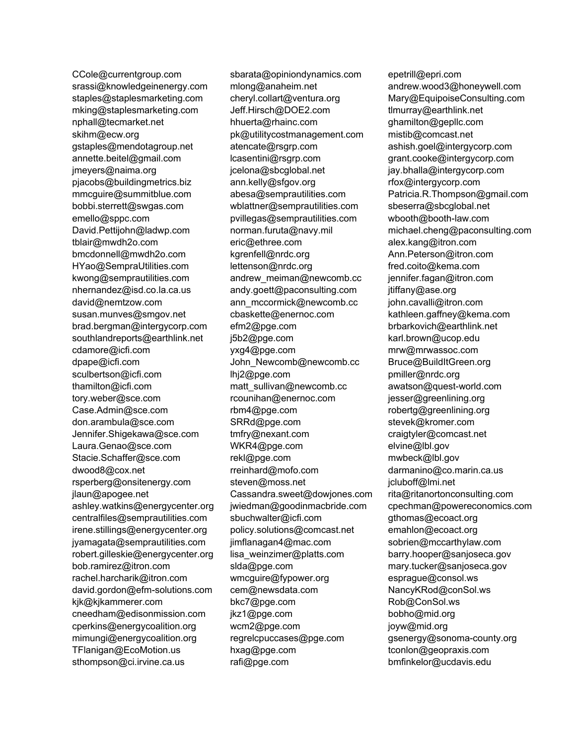CCole@currentgroup.com
srassi@knowledgeinenergy.com
staples@staplesmarketing.com
mking@staplesmarketing.com
nphall@tecmarket.net
skihm@ecw.org
gstaples@mendotagroup.net
annette.beitel@gmail.com
jmeyers@naima.org
pjacobs@buildingmetrics.biz
mmcguire@summitblue.com
bobbi.sterrett@swgas.com
emello@sppc.com
David.Pettijohn@ladwp.com
tblair@mwdh2o.com
bmcdonnell@mwdh2o.com
HYao@SempraUtilities.com
kwong@semprautilities.com
nhernandez@isd.co.la.ca.us
david@nemtzow.com
susan.munves@smgov.net
brad.bergman@intergycorp.com
southlandreports@earthlink.net
cdamore@icfi.com
dpape@icfi.com
sculbertson@icfi.com
thamilton@icfi.com
tory.weber@sce.com
Case.Admin@sce.com
don.arambula@sce.com
Jennifer.Shigekawa@sce.com
Laura.Genao@sce.com
Stacie.Schaffer@sce.com
dwood8@cox.net
rsperberg@onsitenergy.com
jlaun@apogee.net
ashley.watkins@energycenter.org
centralfiles@semprautilities.com
irene.stillings@energycenter.org
jyamagata@semprautilities.com
robert.gilleskie@energycenter.org
bob.ramirez@itron.com
rachel.harcharik@itron.com
david.gordon@efm-solutions.com
kjk@kjkammerer.com
cneedham@edisonmission.com
cperkins@energycoalition.org
mimungi@energycoalition.org
TFlanigan@EcoMotion.us
sthompson@ci.irvine.ca.us
sbarata@opiniondynamics.com
mlong@anaheim.net
cheryl.collart@ventura.org
Jeff.Hirsch@DOE2.com
hhuerta@rhainc.com
pk@utilitycostmanagement.com
atencate@rsgrp.com
lcasentini@rsgrp.com
jcelona@sbcglobal.net
ann.kelly@sfgov.org
abesa@semprautilities.com
wblattner@semprautilities.com
pvillegas@semprautilities.com
norman.furuta@navy.mil
eric@ethree.com
kgrenfell@nrdc.org
lettenson@nrdc.org
andrew_meiman@newcomb.cc
andy.goett@paconsulting.com
ann_mccormick@newcomb.cc
cbaskette@enernoc.com
efm2@pge.com
j5b2@pge.com
yxg4@pge.com
John_Newcomb@newcomb.cc
lhj2@pge.com
matt_sullivan@newcomb.cc
rcounihan@enernoc.com
rbm4@pge.com
SRRd@pge.com
tmfry@nexant.com
WKR4@pge.com
rekl@pge.com
rreinhard@mofo.com
steven@moss.net
Cassandra.sweet@dowjones.com
jwiedman@goodinmacbride.com
sbuchwalter@icfi.com
policy.solutions@comcast.net
jimflanagan4@mac.com
lisa_weinzimer@platts.com
slda@pge.com
wmcguire@fypower.org
cem@newsdata.com
bkc7@pge.com
jkz1@pge.com
wcm2@pge.com
regrelcpuccases@pge.com
hxag@pge.com
rafi@pge.com
epetrill@epri.com
andrew.wood3@honeywell.com
Mary@EquipoiseConsulting.com
tlmurray@earthlink.net
ghamilton@gepllc.com
mistib@comcast.net
ashish.goel@intergycorp.com
grant.cooke@intergycorp.com
jay.bhalla@intergycorp.com
rfox@intergycorp.com
Patricia.R.Thompson@gmail.com
sbeserra@sbcglobal.net
wbooth@booth-law.com
michael.cheng@paconsulting.com
alex.kang@itron.com
Ann.Peterson@itron.com
fred.coito@kema.com
jennifer.fagan@itron.com
jtiffany@ase.org
john.cavalli@itron.com
kathleen.gaffney@kema.com
brbarkovich@earthlink.net
karl.brown@ucop.edu
mrw@mrwassoc.com
Bruce@BuildItGreen.org
pmiller@nrdc.org
awatson@quest-world.com
jesser@greenlining.org
robertg@greenlining.org
stevek@kromer.com
craigtyler@comcast.net
elvine@lbl.gov
mwbeck@lbl.gov
darmanino@co.marin.ca.us
jcluboff@lmi.net
rita@ritanortonconsulting.com
cpechman@powereconomics.com
gthomas@ecoact.org
emahlon@ecoact.org
sobrien@mccarthylaw.com
barry.hooper@sanjoseca.gov
mary.tucker@sanjoseca.gov
esprague@consol.ws
NancyKRod@conSol.ws
Rob@ConSol.ws
bobho@mid.org
joyw@mid.org
gsenergy@sonoma-county.org
tconlon@geopraxis.com
bmfinkelor@ucdavis.edu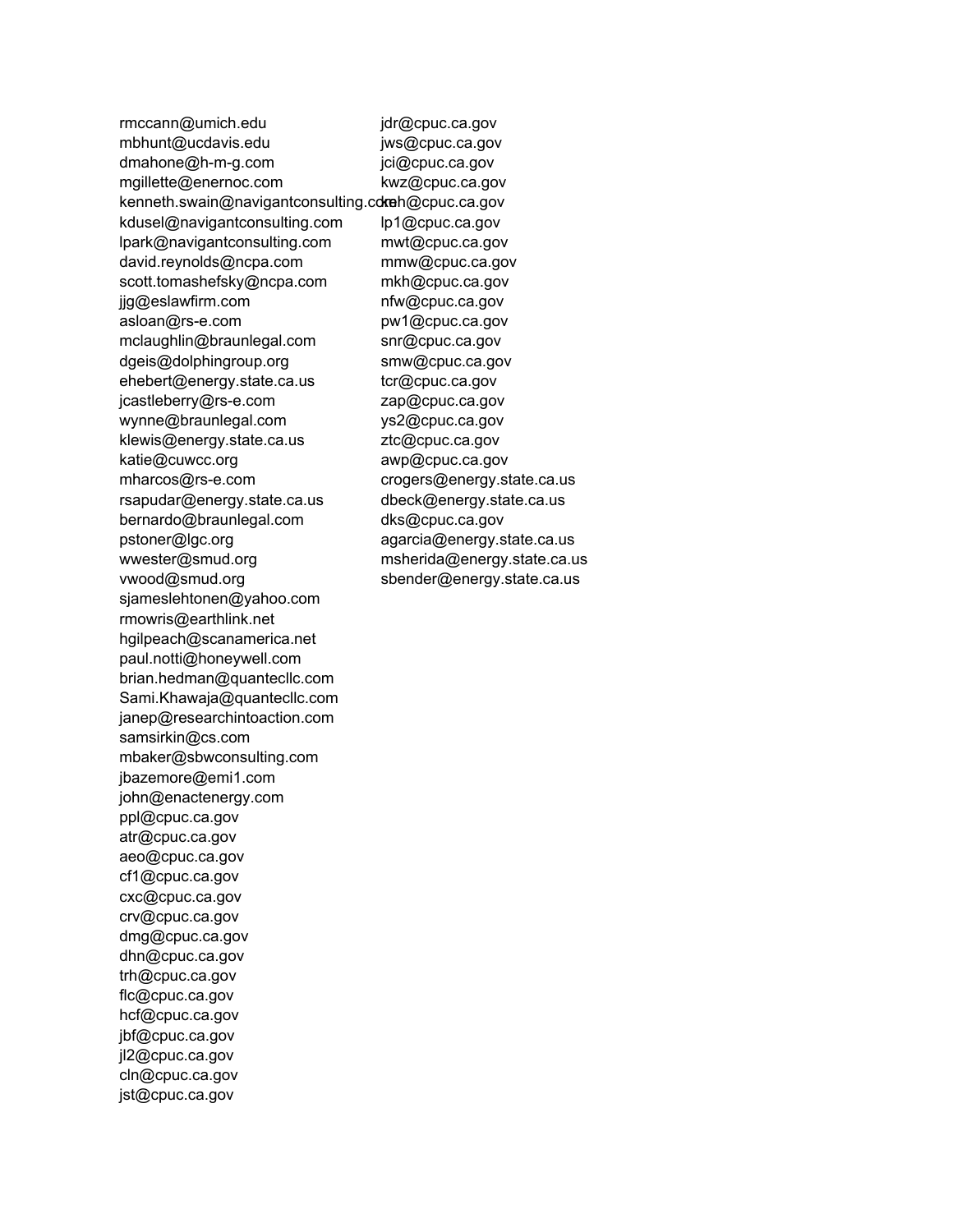rmccann@umich.edu
mbhunt@ucdavis.edu
dmahone@h-m-g.com
mgillette@enernoc.com
kenneth.swain@navigantconsulting.com
kdusel@navigantconsulting.com
lpark@navigantconsulting.com
david.reynolds@ncpa.com
scott.tomashefsky@ncpa.com
jjg@eslawfirm.com
asloan@rs-e.com
mclaughlin@braunlegal.com
dgeis@dolphingroup.org
ehebert@energy.state.ca.us
jcastleberry@rs-e.com
wynne@braunlegal.com
klewis@energy.state.ca.us
katie@cuwcc.org
mharcos@rs-e.com
rsapudar@energy.state.ca.us
bernardo@braunlegal.com
pstoner@lgc.org
wwester@smud.org
vwood@smud.org
sjameslehtonen@yahoo.com
rmowris@earthlink.net
hgilpeach@scanamerica.net
paul.notti@honeywell.com
brian.hedman@quantecllc.com
Sami.Khawaja@quantecllc.com
janep@researchintoaction.com
samsirkin@cs.com
mbaker@sbwconsulting.com
jbazemore@emi1.com
john@enactenergy.com
ppl@cpuc.ca.gov
atr@cpuc.ca.gov
aeo@cpuc.ca.gov
cf1@cpuc.ca.gov
cxc@cpuc.ca.gov
crv@cpuc.ca.gov
dmg@cpuc.ca.gov
dhn@cpuc.ca.gov
trh@cpuc.ca.gov
flc@cpuc.ca.gov
hcf@cpuc.ca.gov
jbf@cpuc.ca.gov
jl2@cpuc.ca.gov
cln@cpuc.ca.gov
jst@cpuc.ca.gov
jdr@cpuc.ca.gov
jws@cpuc.ca.gov
jci@cpuc.ca.gov
kwz@cpuc.ca.gov
keh@cpuc.ca.gov
lp1@cpuc.ca.gov
mwt@cpuc.ca.gov
mmw@cpuc.ca.gov
mkh@cpuc.ca.gov
nfw@cpuc.ca.gov
pw1@cpuc.ca.gov
snr@cpuc.ca.gov
smw@cpuc.ca.gov
tcr@cpuc.ca.gov
zap@cpuc.ca.gov
ys2@cpuc.ca.gov
ztc@cpuc.ca.gov
awp@cpuc.ca.gov
crogers@energy.state.ca.us
dbeck@energy.state.ca.us
dks@cpuc.ca.gov
agarcia@energy.state.ca.us
msherida@energy.state.ca.us
sbender@energy.state.ca.us